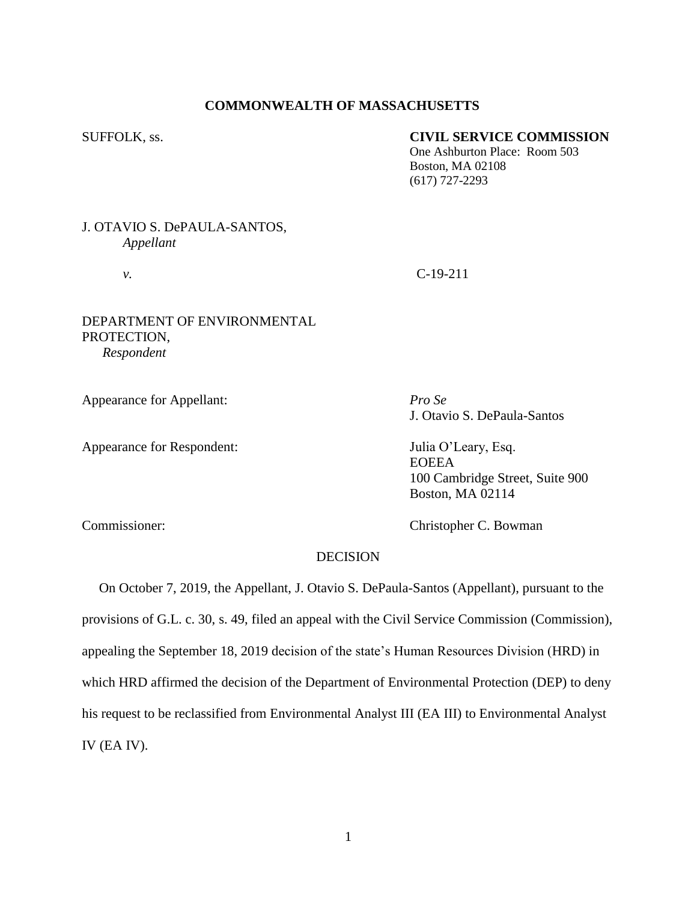**COMMONWEALTH OF MASSACHUSETTS**

SUFFOLK, ss.

**CIVIL SERVICE COMMISSION**
One Ashburton Place: Room 503
Boston, MA 02108
(617) 727-2293

J. OTAVIO S. DePAULA-SANTOS,
*Appellant*

*v.* C-19-211

DEPARTMENT OF ENVIRONMENTAL PROTECTION,
*Respondent*

Appearance for Appellant: *Pro Se*
J. Otavio S. DePaula-Santos

Appearance for Respondent: Julia O'Leary, Esq.
EOEEA
100 Cambridge Street, Suite 900
Boston, MA 02114

Commissioner: Christopher C. Bowman

DECISION

On October 7, 2019, the Appellant, J. Otavio S. DePaula-Santos (Appellant), pursuant to the provisions of G.L. c. 30, s. 49, filed an appeal with the Civil Service Commission (Commission), appealing the September 18, 2019 decision of the state's Human Resources Division (HRD) in which HRD affirmed the decision of the Department of Environmental Protection (DEP) to deny his request to be reclassified from Environmental Analyst III (EA III) to Environmental Analyst IV (EA IV).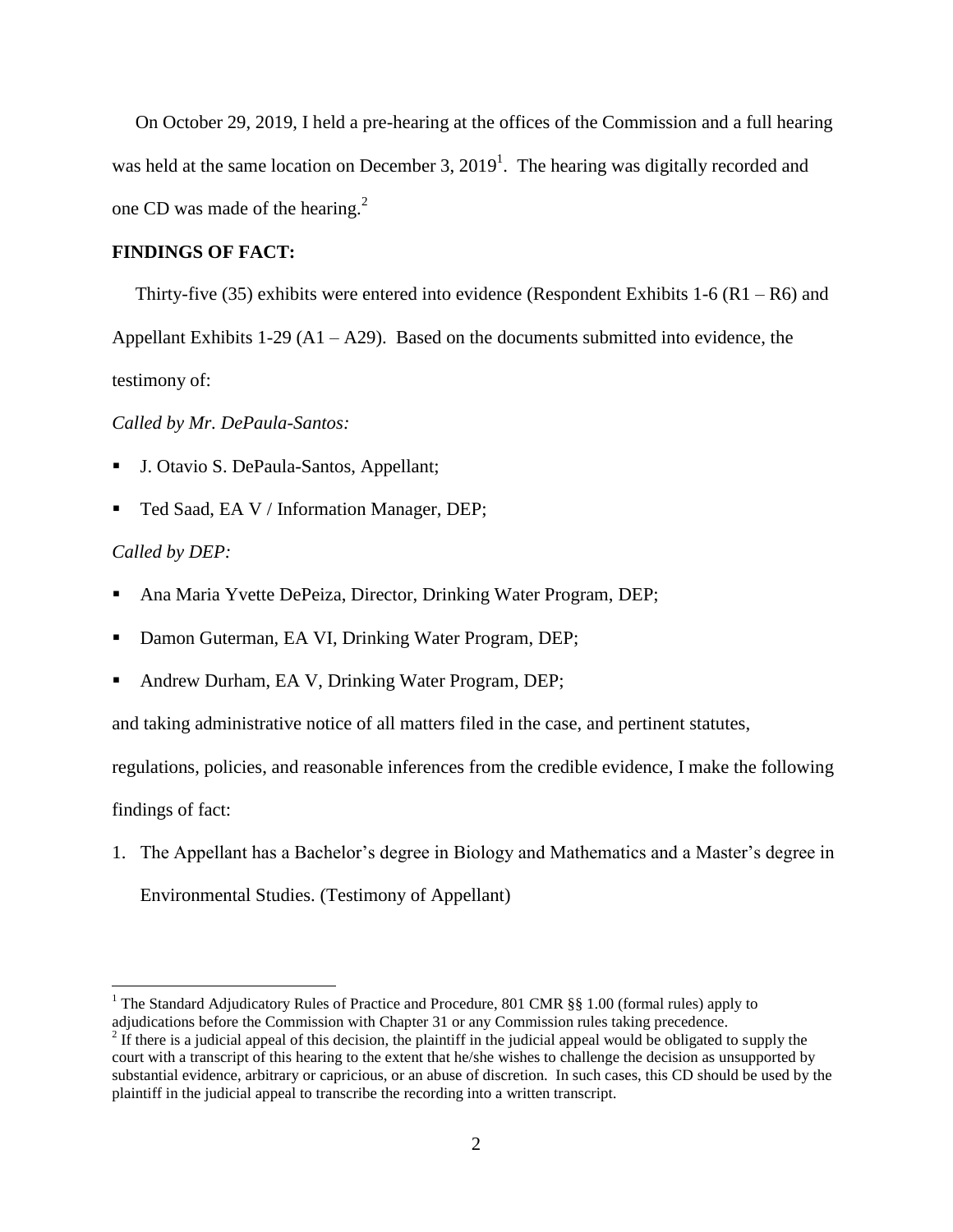On October 29, 2019, I held a pre-hearing at the offices of the Commission and a full hearing was held at the same location on December 3, 2019[1]. The hearing was digitally recorded and one CD was made of the hearing.[2]

**FINDINGS OF FACT:**

Thirty-five (35) exhibits were entered into evidence (Respondent Exhibits 1-6 (R1 – R6) and Appellant Exhibits 1-29 (A1 – A29). Based on the documents submitted into evidence, the testimony of:

*Called by Mr. DePaula-Santos:*

- J. Otavio S. DePaula-Santos, Appellant;
- Ted Saad, EA V / Information Manager, DEP;

*Called by DEP:*

- Ana Maria Yvette DePeiza, Director, Drinking Water Program, DEP;
- Damon Guterman, EA VI, Drinking Water Program, DEP;
- Andrew Durham, EA V, Drinking Water Program, DEP;

and taking administrative notice of all matters filed in the case, and pertinent statutes, regulations, policies, and reasonable inferences from the credible evidence, I make the following findings of fact:

1. The Appellant has a Bachelor's degree in Biology and Mathematics and a Master's degree in Environmental Studies. (Testimony of Appellant)

---

[1] The Standard Adjudicatory Rules of Practice and Procedure, 801 CMR §§ 1.00 (formal rules) apply to adjudications before the Commission with Chapter 31 or any Commission rules taking precedence.

[2] If there is a judicial appeal of this decision, the plaintiff in the judicial appeal would be obligated to supply the court with a transcript of this hearing to the extent that he/she wishes to challenge the decision as unsupported by substantial evidence, arbitrary or capricious, or an abuse of discretion. In such cases, this CD should be used by the plaintiff in the judicial appeal to transcribe the recording into a written transcript.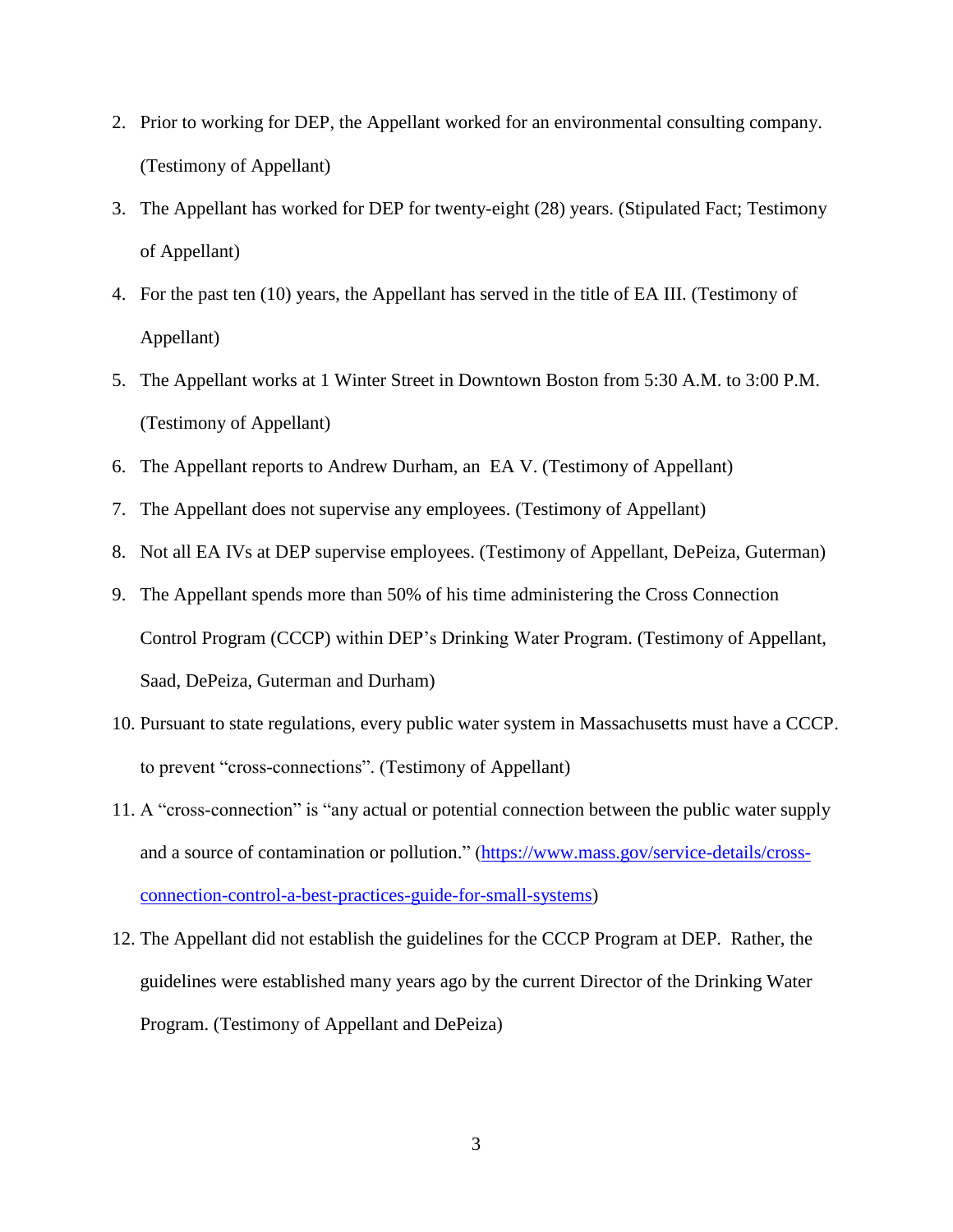2. Prior to working for DEP, the Appellant worked for an environmental consulting company. (Testimony of Appellant)
3. The Appellant has worked for DEP for twenty-eight (28) years. (Stipulated Fact; Testimony of Appellant)
4. For the past ten (10) years, the Appellant has served in the title of EA III. (Testimony of Appellant)
5. The Appellant works at 1 Winter Street in Downtown Boston from 5:30 A.M. to 3:00 P.M. (Testimony of Appellant)
6. The Appellant reports to Andrew Durham, an EA V. (Testimony of Appellant)
7. The Appellant does not supervise any employees. (Testimony of Appellant)
8. Not all EA IVs at DEP supervise employees. (Testimony of Appellant, DePeiza, Guterman)
9. The Appellant spends more than 50% of his time administering the Cross Connection Control Program (CCCP) within DEP's Drinking Water Program. (Testimony of Appellant, Saad, DePeiza, Guterman and Durham)
10. Pursuant to state regulations, every public water system in Massachusetts must have a CCCP. to prevent "cross-connections". (Testimony of Appellant)
11. A "cross-connection" is "any actual or potential connection between the public water supply and a source of contamination or pollution." ([https://www.mass.gov/service-details/cross-connection-control-a-best-practices-guide-for-small-systems](https://www.mass.gov/service-details/cross-connection-control-a-best-practices-guide-for-small-systems))
12. The Appellant did not establish the guidelines for the CCCP Program at DEP. Rather, the guidelines were established many years ago by the current Director of the Drinking Water Program. (Testimony of Appellant and DePeiza)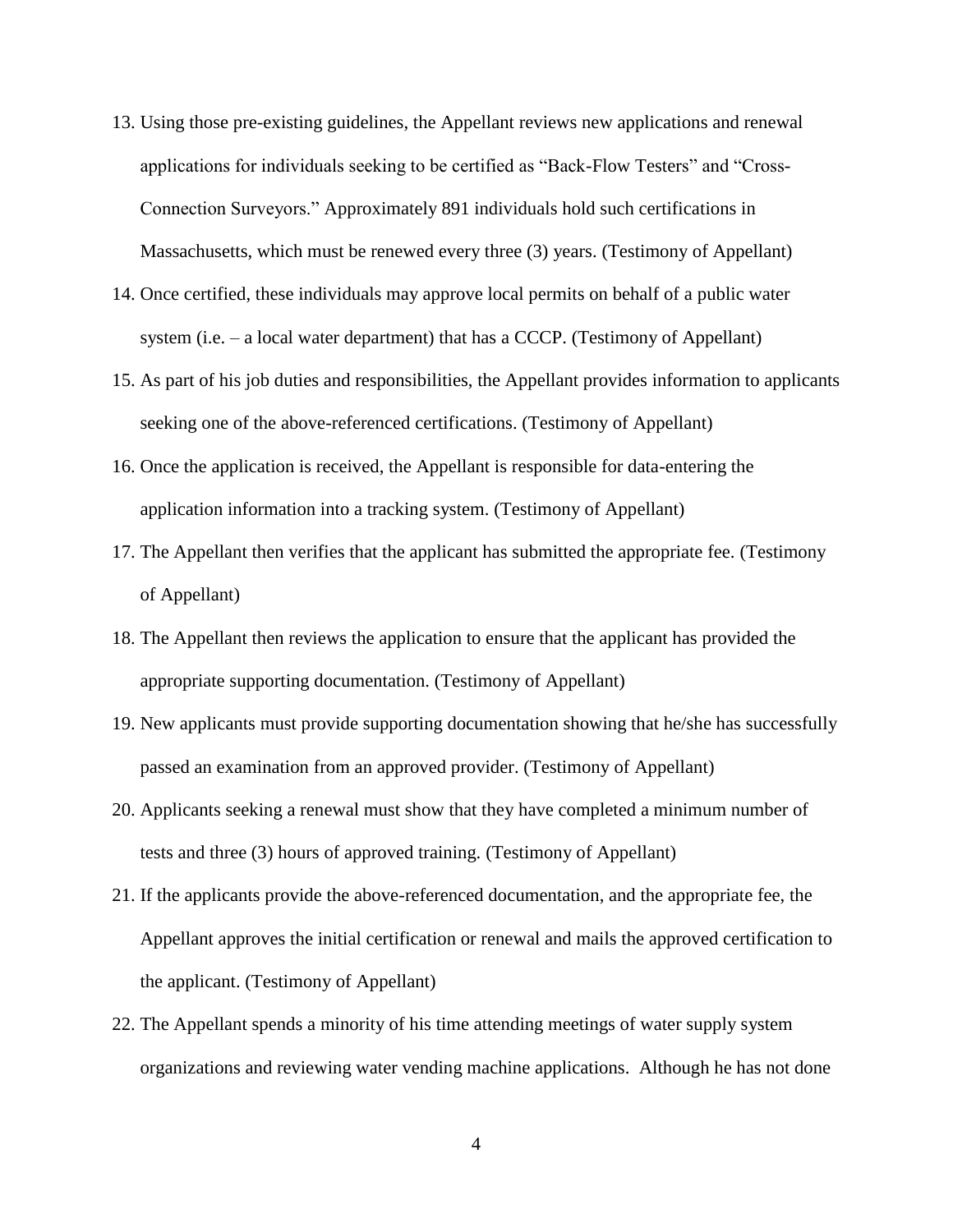13. Using those pre-existing guidelines, the Appellant reviews new applications and renewal applications for individuals seeking to be certified as "Back-Flow Testers" and "Cross-Connection Surveyors." Approximately 891 individuals hold such certifications in Massachusetts, which must be renewed every three (3) years. (Testimony of Appellant)
14. Once certified, these individuals may approve local permits on behalf of a public water system (i.e. – a local water department) that has a CCCP. (Testimony of Appellant)
15. As part of his job duties and responsibilities, the Appellant provides information to applicants seeking one of the above-referenced certifications. (Testimony of Appellant)
16. Once the application is received, the Appellant is responsible for data-entering the application information into a tracking system. (Testimony of Appellant)
17. The Appellant then verifies that the applicant has submitted the appropriate fee. (Testimony of Appellant)
18. The Appellant then reviews the application to ensure that the applicant has provided the appropriate supporting documentation. (Testimony of Appellant)
19. New applicants must provide supporting documentation showing that he/she has successfully passed an examination from an approved provider. (Testimony of Appellant)
20. Applicants seeking a renewal must show that they have completed a minimum number of tests and three (3) hours of approved training. (Testimony of Appellant)
21. If the applicants provide the above-referenced documentation, and the appropriate fee, the Appellant approves the initial certification or renewal and mails the approved certification to the applicant. (Testimony of Appellant)
22. The Appellant spends a minority of his time attending meetings of water supply system organizations and reviewing water vending machine applications. Although he has not done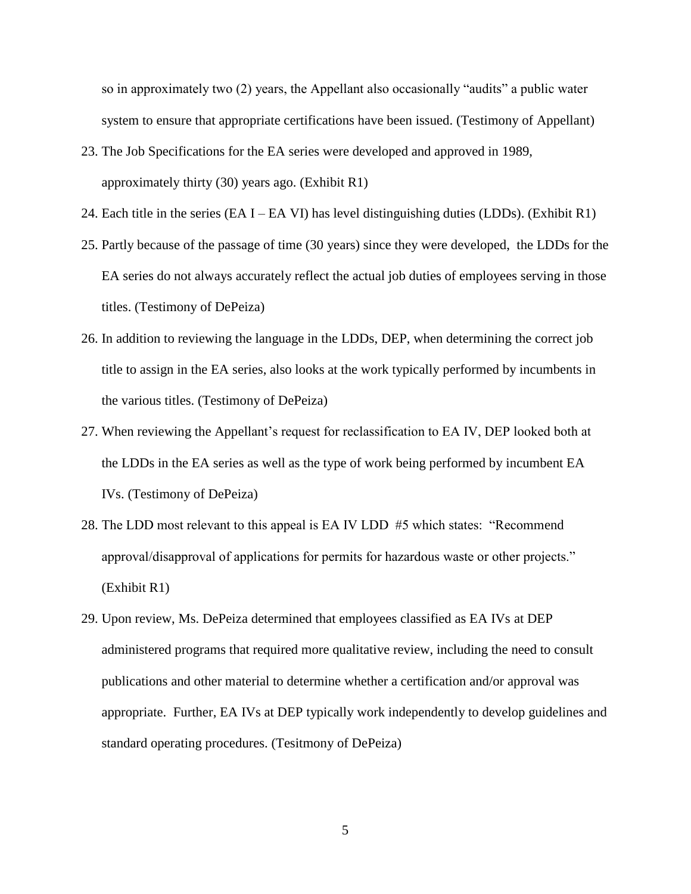so in approximately two (2) years, the Appellant also occasionally "audits" a public water system to ensure that appropriate certifications have been issued. (Testimony of Appellant)

23. The Job Specifications for the EA series were developed and approved in 1989, approximately thirty (30) years ago. (Exhibit R1)
24. Each title in the series (EA I – EA VI) has level distinguishing duties (LDDs). (Exhibit R1)
25. Partly because of the passage of time (30 years) since they were developed, the LDDs for the EA series do not always accurately reflect the actual job duties of employees serving in those titles. (Testimony of DePeiza)
26. In addition to reviewing the language in the LDDs, DEP, when determining the correct job title to assign in the EA series, also looks at the work typically performed by incumbents in the various titles. (Testimony of DePeiza)
27. When reviewing the Appellant's request for reclassification to EA IV, DEP looked both at the LDDs in the EA series as well as the type of work being performed by incumbent EA IVs. (Testimony of DePeiza)
28. The LDD most relevant to this appeal is EA IV LDD #5 which states: "Recommend approval/disapproval of applications for permits for hazardous waste or other projects." (Exhibit R1)
29. Upon review, Ms. DePeiza determined that employees classified as EA IVs at DEP administered programs that required more qualitative review, including the need to consult publications and other material to determine whether a certification and/or approval was appropriate. Further, EA IVs at DEP typically work independently to develop guidelines and standard operating procedures. (Tesitmony of DePeiza)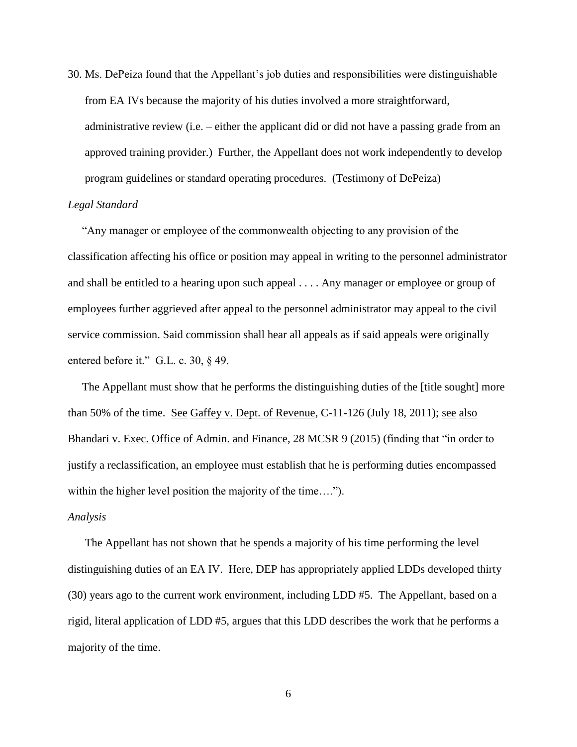30. Ms. DePeiza found that the Appellant's job duties and responsibilities were distinguishable from EA IVs because the majority of his duties involved a more straightforward, administrative review (i.e. – either the applicant did or did not have a passing grade from an approved training provider.) Further, the Appellant does not work independently to develop program guidelines or standard operating procedures. (Testimony of DePeiza)

*Legal Standard*

"Any manager or employee of the commonwealth objecting to any provision of the classification affecting his office or position may appeal in writing to the personnel administrator and shall be entitled to a hearing upon such appeal . . . . Any manager or employee or group of employees further aggrieved after appeal to the personnel administrator may appeal to the civil service commission. Said commission shall hear all appeals as if said appeals were originally entered before it." G.L. c. 30, § 49.

The Appellant must show that he performs the distinguishing duties of the [title sought] more than 50% of the time. See Gaffey v. Dept. of Revenue, C-11-126 (July 18, 2011); see also Bhandari v. Exec. Office of Admin. and Finance, 28 MCSR 9 (2015) (finding that "in order to justify a reclassification, an employee must establish that he is performing duties encompassed within the higher level position the majority of the time….").

*Analysis*

The Appellant has not shown that he spends a majority of his time performing the level distinguishing duties of an EA IV. Here, DEP has appropriately applied LDDs developed thirty (30) years ago to the current work environment, including LDD #5. The Appellant, based on a rigid, literal application of LDD #5, argues that this LDD describes the work that he performs a majority of the time.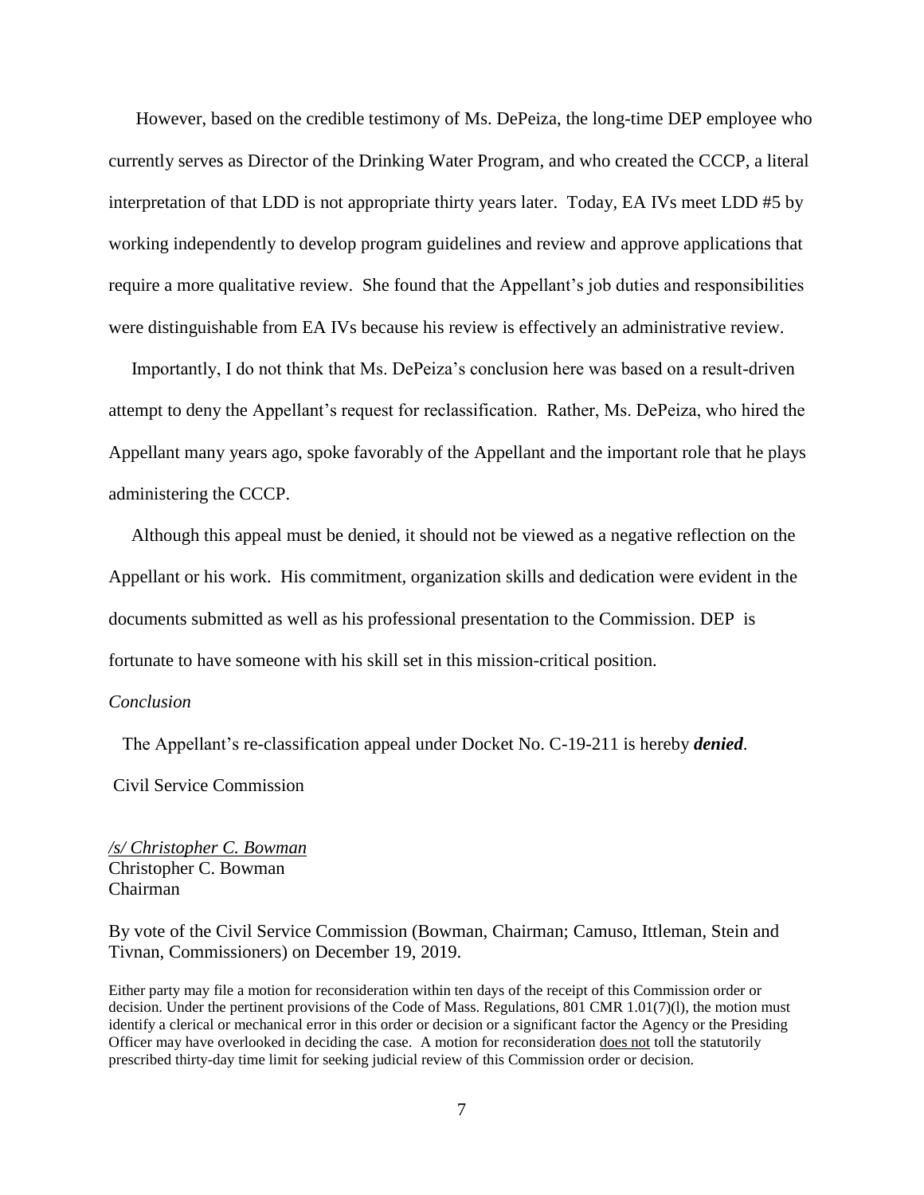However, based on the credible testimony of Ms. DePeiza, the long-time DEP employee who currently serves as Director of the Drinking Water Program, and who created the CCCP, a literal interpretation of that LDD is not appropriate thirty years later. Today, EA IVs meet LDD #5 by working independently to develop program guidelines and review and approve applications that require a more qualitative review. She found that the Appellant's job duties and responsibilities were distinguishable from EA IVs because his review is effectively an administrative review.

Importantly, I do not think that Ms. DePeiza's conclusion here was based on a result-driven attempt to deny the Appellant's request for reclassification. Rather, Ms. DePeiza, who hired the Appellant many years ago, spoke favorably of the Appellant and the important role that he plays administering the CCCP.

Although this appeal must be denied, it should not be viewed as a negative reflection on the Appellant or his work. His commitment, organization skills and dedication were evident in the documents submitted as well as his professional presentation to the Commission. DEP is fortunate to have someone with his skill set in this mission-critical position.

*Conclusion*

The Appellant's re-classification appeal under Docket No. C-19-211 is hereby ***denied***.

Civil Service Commission

*/s/ Christopher C. Bowman*
Christopher C. Bowman
Chairman

By vote of the Civil Service Commission (Bowman, Chairman; Camuso, Ittleman, Stein and Tivnan, Commissioners) on December 19, 2019.

Either party may file a motion for reconsideration within ten days of the receipt of this Commission order or decision. Under the pertinent provisions of the Code of Mass. Regulations, 801 CMR 1.01(7)(l), the motion must identify a clerical or mechanical error in this order or decision or a significant factor the Agency or the Presiding Officer may have overlooked in deciding the case. A motion for reconsideration <u>does not</u> toll the statutorily prescribed thirty-day time limit for seeking judicial review of this Commission order or decision.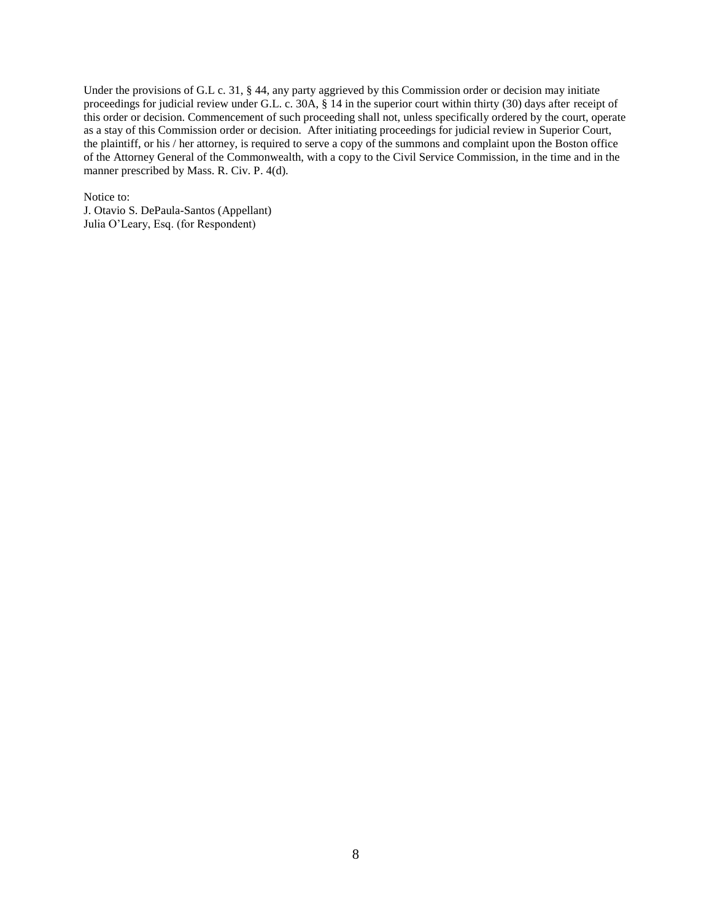Under the provisions of G.L c. 31, § 44, any party aggrieved by this Commission order or decision may initiate proceedings for judicial review under G.L. c. 30A, § 14 in the superior court within thirty (30) days after receipt of this order or decision. Commencement of such proceeding shall not, unless specifically ordered by the court, operate as a stay of this Commission order or decision. After initiating proceedings for judicial review in Superior Court, the plaintiff, or his / her attorney, is required to serve a copy of the summons and complaint upon the Boston office of the Attorney General of the Commonwealth, with a copy to the Civil Service Commission, in the time and in the manner prescribed by Mass. R. Civ. P. 4(d).

Notice to:
J. Otavio S. DePaula-Santos (Appellant)
Julia O'Leary, Esq. (for Respondent)